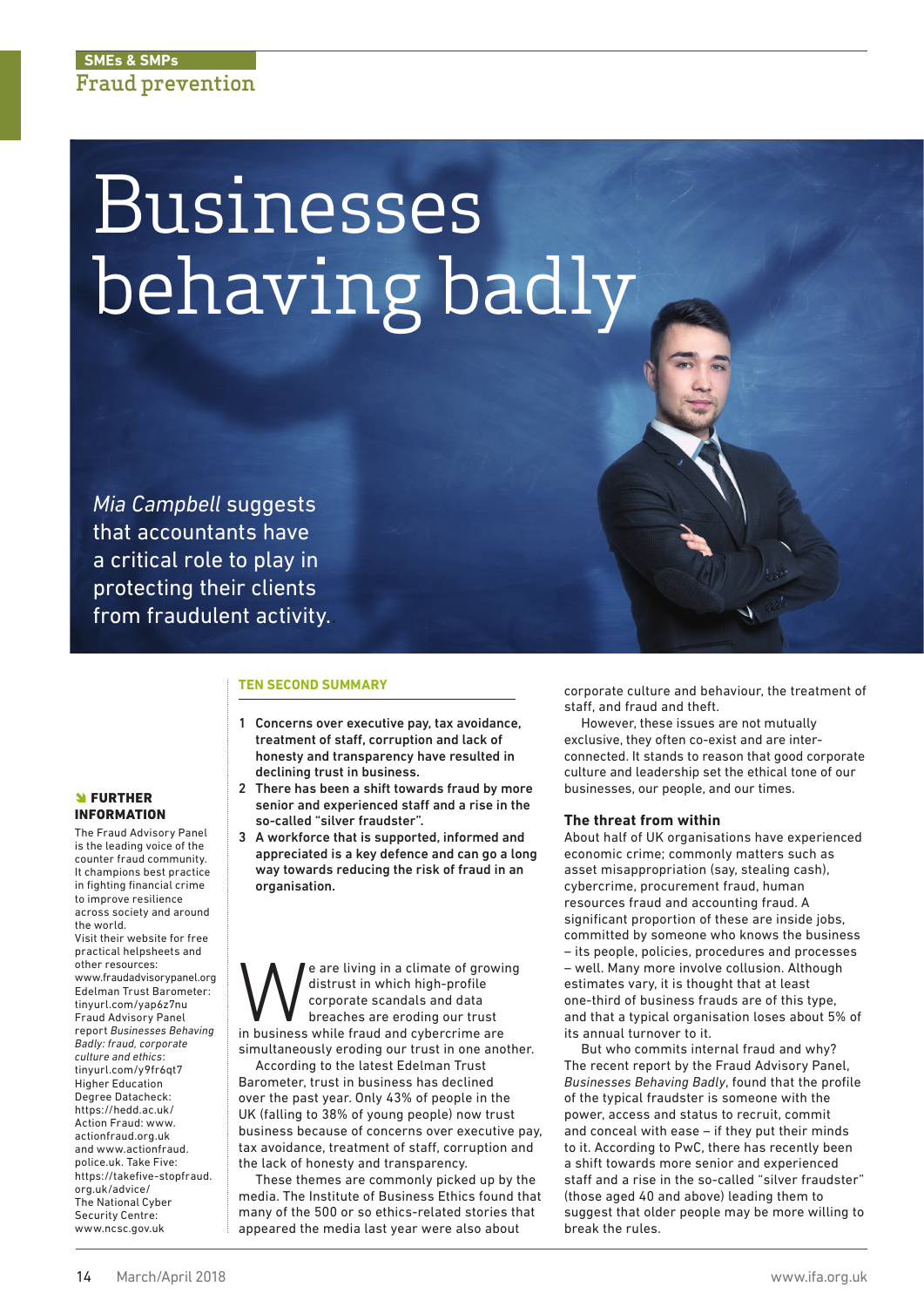SMEs & SMPs

Fraud prevention

# Businesses behaving badly

*Mia Campbell* suggests that accountants have a critical role to play in protecting their clients from fraudulent activity.

**TEN SECOND SUMMARY**

1. **Concerns over executive pay, tax avoidance, treatment of staff, corruption and lack of honesty and transparency have resulted in declining trust in business.**
2. **There has been a shift towards fraud by more senior and experienced staff and a rise in the so-called "silver fraudster".**
3. **A workforce that is supported, informed and appreciated is a key defence and can go a long way towards reducing the risk of fraud in an organisation.**

We are living in a climate of growing distrust in which high-profile corporate scandals and data breaches are eroding our trust in business while fraud and cybercrime are simultaneously eroding our trust in one another.

According to the latest Edelman Trust Barometer, trust in business has declined over the past year. Only 43% of people in the UK (falling to 38% of young people) now trust business because of concerns over executive pay, tax avoidance, treatment of staff, corruption and the lack of honesty and transparency.

These themes are commonly picked up by the media. The Institute of Business Ethics found that many of the 500 or so ethics-related stories that appeared the media last year were also about corporate culture and behaviour, the treatment of staff, and fraud and theft.

However, these issues are not mutually exclusive, they often co-exist and are inter-connected. It stands to reason that good corporate culture and leadership set the ethical tone of our businesses, our people, and our times.

## The threat from within

About half of UK organisations have experienced economic crime; commonly matters such as asset misappropriation (say, stealing cash), cybercrime, procurement fraud, human resources fraud and accounting fraud. A significant proportion of these are inside jobs, committed by someone who knows the business – its people, policies, procedures and processes – well. Many more involve collusion. Although estimates vary, it is thought that at least one-third of business frauds are of this type, and that a typical organisation loses about 5% of its annual turnover to it.

But who commits internal fraud and why? The recent report by the Fraud Advisory Panel, *Businesses Behaving Badly*, found that the profile of the typical fraudster is someone with the power, access and status to recruit, commit and conceal with ease – if they put their minds to it. According to PwC, there has recently been a shift towards more senior and experienced staff and a rise in the so-called "silver fraudster" (those aged 40 and above) leading them to suggest that older people may be more willing to break the rules.

**FURTHER INFORMATION**

The Fraud Advisory Panel is the leading voice of the counter fraud community. It champions best practice in fighting financial crime to improve resilience across society and around the world.
Visit their website for free practical helpsheets and other resources: www.fraudadvisorypanel.org
Edelman Trust Barometer: tinyurl.com/yap6z7nu
Fraud Advisory Panel report *Businesses Behaving Badly: fraud, corporate culture and ethics*: tinyurl.com/y9fr6qt7
Higher Education Degree Datacheck: https://hedd.ac.uk/
Action Fraud: www.actionfraud.org.uk and www.actionfraud.police.uk. Take Five: https://takefive-stopfraud.org.uk/advice/
The National Cyber Security Centre: www.ncsc.gov.uk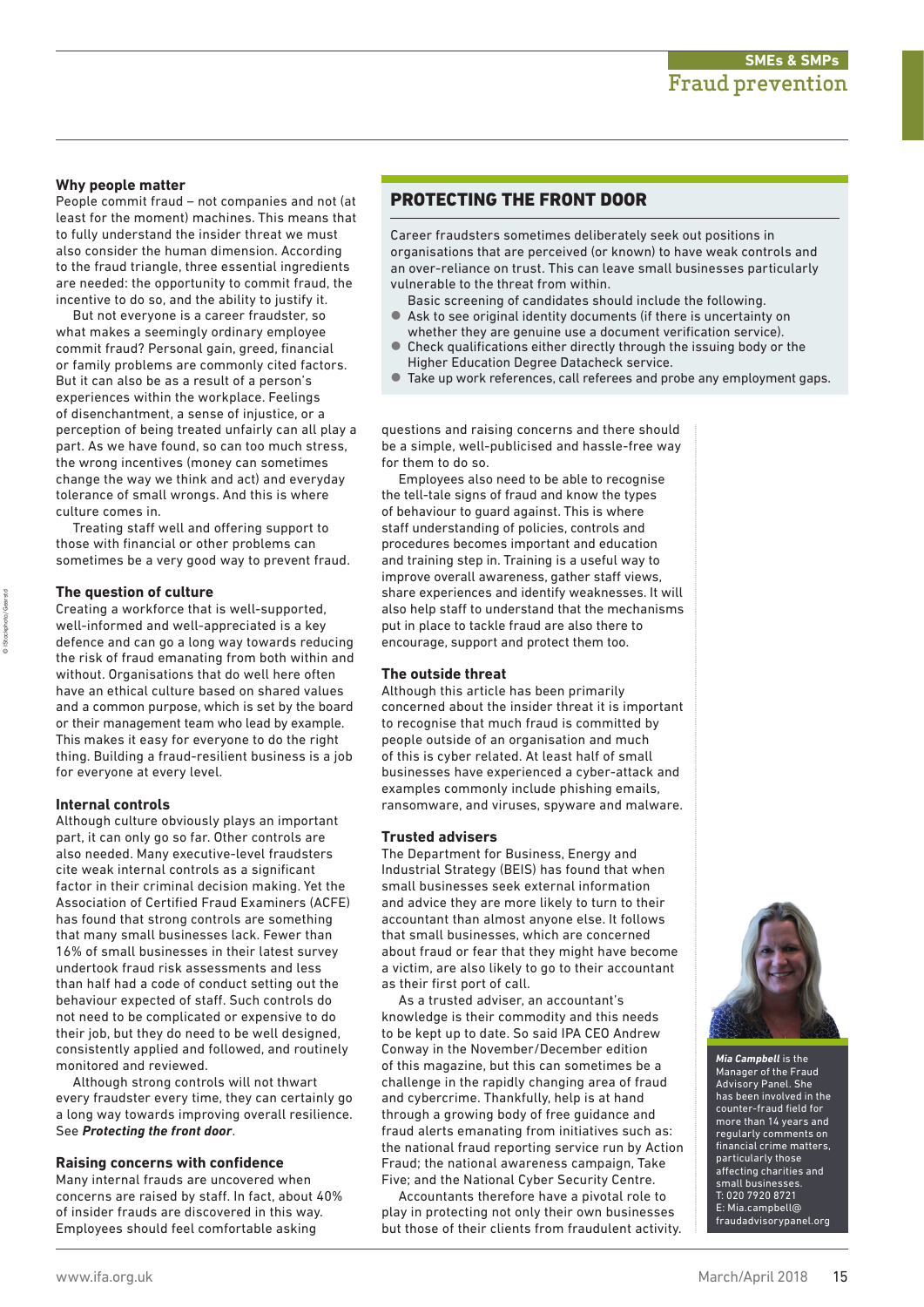## Why people matter

People commit fraud – not companies and not (at least for the moment) machines. This means that to fully understand the insider threat we must also consider the human dimension. According to the fraud triangle, three essential ingredients are needed: the opportunity to commit fraud, the incentive to do so, and the ability to justify it.

But not everyone is a career fraudster, so what makes a seemingly ordinary employee commit fraud? Personal gain, greed, financial or family problems are commonly cited factors. But it can also be as a result of a person's experiences within the workplace. Feelings of disenchantment, a sense of injustice, or a perception of being treated unfairly can all play a part. As we have found, so can too much stress, the wrong incentives (money can sometimes change the way we think and act) and everyday tolerance of small wrongs. And this is where culture comes in.

Treating staff well and offering support to those with financial or other problems can sometimes be a very good way to prevent fraud.

## The question of culture

Creating a workforce that is well-supported, well-informed and well-appreciated is a key defence and can go a long way towards reducing the risk of fraud emanating from both within and without. Organisations that do well here often have an ethical culture based on shared values and a common purpose, which is set by the board or their management team who lead by example. This makes it easy for everyone to do the right thing. Building a fraud-resilient business is a job for everyone at every level.

## Internal controls

Although culture obviously plays an important part, it can only go so far. Other controls are also needed. Many executive-level fraudsters cite weak internal controls as a significant factor in their criminal decision making. Yet the Association of Certified Fraud Examiners (ACFE) has found that strong controls are something that many small businesses lack. Fewer than 16% of small businesses in their latest survey undertook fraud risk assessments and less than half had a code of conduct setting out the behaviour expected of staff. Such controls do not need to be complicated or expensive to do their job, but they do need to be well designed, consistently applied and followed, and routinely monitored and reviewed.

Although strong controls will not thwart every fraudster every time, they can certainly go a long way towards improving overall resilience. See ***Protecting the front door***.

## Raising concerns with confidence

Many internal frauds are uncovered when concerns are raised by staff. In fact, about 40% of insider frauds are discovered in this way. Employees should feel comfortable asking questions and raising concerns and there should be a simple, well-publicised and hassle-free way for them to do so.

Employees also need to be able to recognise the tell-tale signs of fraud and know the types of behaviour to guard against. This is where staff understanding of policies, controls and procedures becomes important and education and training step in. Training is a useful way to improve overall awareness, gather staff views, share experiences and identify weaknesses. It will also help staff to understand that the mechanisms put in place to tackle fraud are also there to encourage, support and protect them too.

## The outside threat

Although this article has been primarily concerned about the insider threat it is important to recognise that much fraud is committed by people outside of an organisation and much of this is cyber related. At least half of small businesses have experienced a cyber-attack and examples commonly include phishing emails, ransomware, and viruses, spyware and malware.

## Trusted advisers

The Department for Business, Energy and Industrial Strategy (BEIS) has found that when small businesses seek external information and advice they are more likely to turn to their accountant than almost anyone else. It follows that small businesses, who are concerned about fraud or fear that they might have become a victim, are also likely to go to their accountant as their first port of call.

As a trusted adviser, an accountant's knowledge is their commodity and this needs to be kept up to date. So said IPA CEO Andrew Conway in the November/December edition of this magazine, but this can sometimes be a challenge in the rapidly changing area of fraud and cybercrime. Thankfully, help is at hand through a growing body of free guidance and fraud alerts emanating from initiatives such as: the national fraud reporting service run by Action Fraud; the national awareness campaign, Take Five; and the National Cyber Security Centre.

Accountants therefore have a pivotal role to play in protecting not only their own businesses but those of their clients from fraudulent activity.

## PROTECTING THE FRONT DOOR

Career fraudsters sometimes deliberately seek out positions in organisations that are perceived (or known) to have weak controls and an over-reliance on trust. This can leave small businesses particularly vulnerable to the threat from within.

Basic screening of candidates should include the following.

- Ask to see original identity documents (if there is uncertainty on whether they are genuine use a document verification service).
- Check qualifications either directly through the issuing body or the Higher Education Degree Datacheck service.
- Take up work references, call referees and probe any employment gaps.

***Mia Campbell*** is the Manager of the Fraud Advisory Panel. She has been involved in the counter-fraud field for more than 14 years and regularly comments on financial crime matters, particularly those affecting charities and small businesses.
T: 020 7920 8721
E: Mia.campbell@fraudadvisorypanel.org